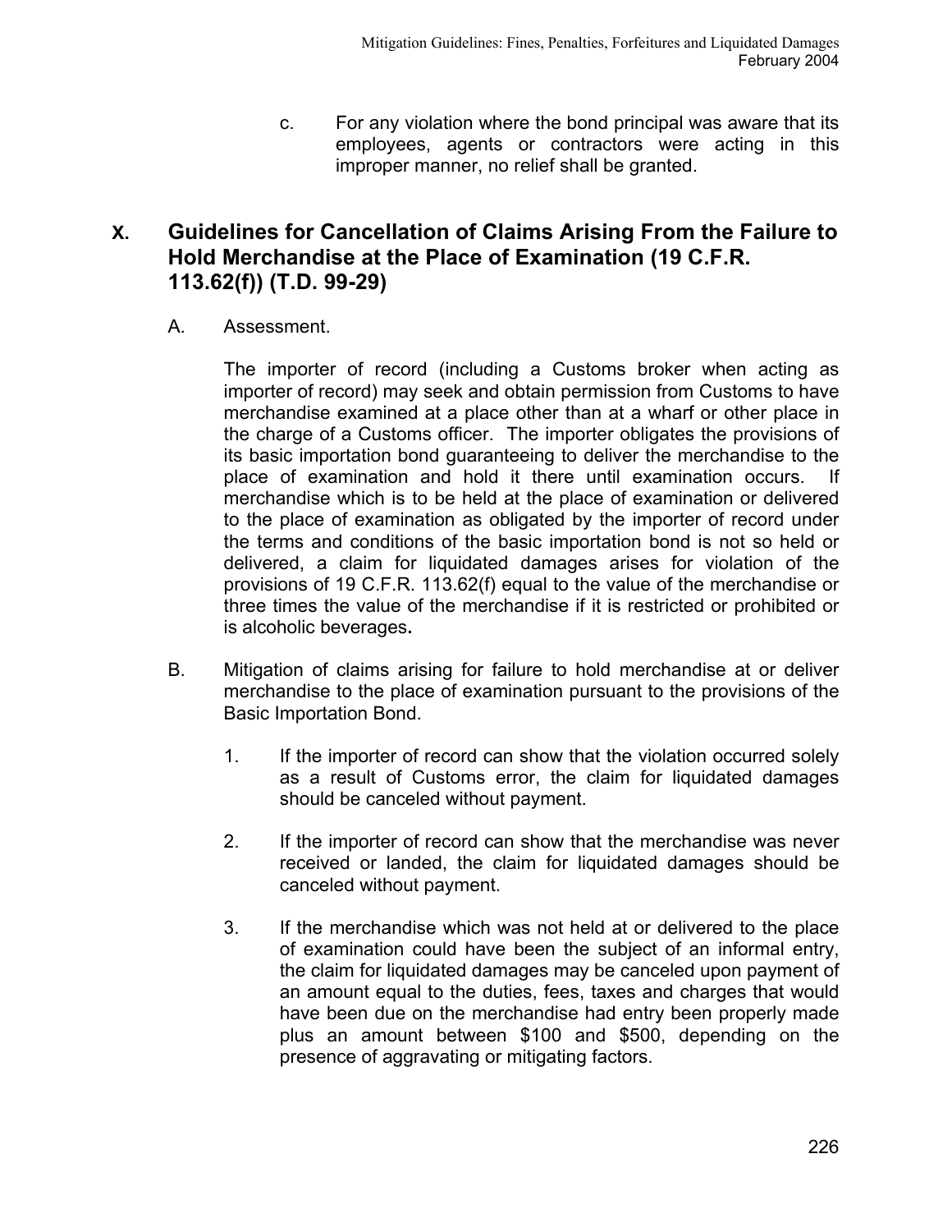c. For any violation where the bond principal was aware that its employees, agents or contractors were acting in this improper manner, no relief shall be granted.

## X. Guidelines for Cancellation of Claims Arising From the Failure to Hold Merchandise at the Place of Examination (19 C.F.R. 113.62(f)) (T.D. 99-29)

A. Assessment.

The importer of record (including a Customs broker when acting as importer of record) may seek and obtain permission from Customs to have merchandise examined at a place other than at a wharf or other place in the charge of a Customs officer. The importer obligates the provisions of its basic importation bond guaranteeing to deliver the merchandise to the place of examination and hold it there until examination occurs. If merchandise which is to be held at the place of examination or delivered to the place of examination as obligated by the importer of record under the terms and conditions of the basic importation bond is not so held or delivered, a claim for liquidated damages arises for violation of the provisions of 19 C.F.R. 113.62(f) equal to the value of the merchandise or three times the value of the merchandise if it is restricted or prohibited or is alcoholic beverages**.**

B. Mitigation of claims arising for failure to hold merchandise at or deliver merchandise to the place of examination pursuant to the provisions of the Basic Importation Bond.

1. If the importer of record can show that the violation occurred solely as a result of Customs error, the claim for liquidated damages should be canceled without payment.

2. If the importer of record can show that the merchandise was never received or landed, the claim for liquidated damages should be canceled without payment.

3. If the merchandise which was not held at or delivered to the place of examination could have been the subject of an informal entry, the claim for liquidated damages may be canceled upon payment of an amount equal to the duties, fees, taxes and charges that would have been due on the merchandise had entry been properly made plus an amount between $100 and $500, depending on the presence of aggravating or mitigating factors.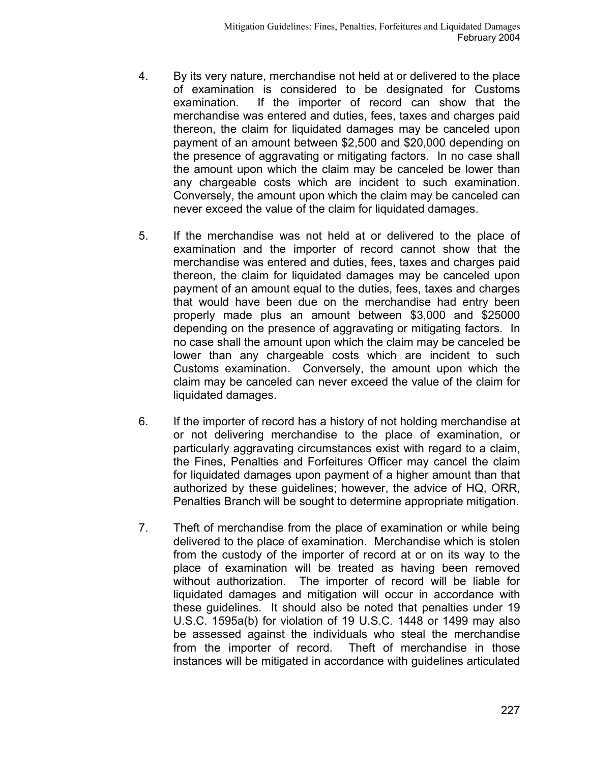4. By its very nature, merchandise not held at or delivered to the place of examination is considered to be designated for Customs examination. If the importer of record can show that the merchandise was entered and duties, fees, taxes and charges paid thereon, the claim for liquidated damages may be canceled upon payment of an amount between $2,500 and $20,000 depending on the presence of aggravating or mitigating factors. In no case shall the amount upon which the claim may be canceled be lower than any chargeable costs which are incident to such examination. Conversely, the amount upon which the claim may be canceled can never exceed the value of the claim for liquidated damages.

5. If the merchandise was not held at or delivered to the place of examination and the importer of record cannot show that the merchandise was entered and duties, fees, taxes and charges paid thereon, the claim for liquidated damages may be canceled upon payment of an amount equal to the duties, fees, taxes and charges that would have been due on the merchandise had entry been properly made plus an amount between $3,000 and $25000 depending on the presence of aggravating or mitigating factors. In no case shall the amount upon which the claim may be canceled be lower than any chargeable costs which are incident to such Customs examination. Conversely, the amount upon which the claim may be canceled can never exceed the value of the claim for liquidated damages.

6. If the importer of record has a history of not holding merchandise at or not delivering merchandise to the place of examination, or particularly aggravating circumstances exist with regard to a claim, the Fines, Penalties and Forfeitures Officer may cancel the claim for liquidated damages upon payment of a higher amount than that authorized by these guidelines; however, the advice of HQ, ORR, Penalties Branch will be sought to determine appropriate mitigation.

7. Theft of merchandise from the place of examination or while being delivered to the place of examination. Merchandise which is stolen from the custody of the importer of record at or on its way to the place of examination will be treated as having been removed without authorization. The importer of record will be liable for liquidated damages and mitigation will occur in accordance with these guidelines. It should also be noted that penalties under 19 U.S.C. 1595a(b) for violation of 19 U.S.C. 1448 or 1499 may also be assessed against the individuals who steal the merchandise from the importer of record. Theft of merchandise in those instances will be mitigated in accordance with guidelines articulated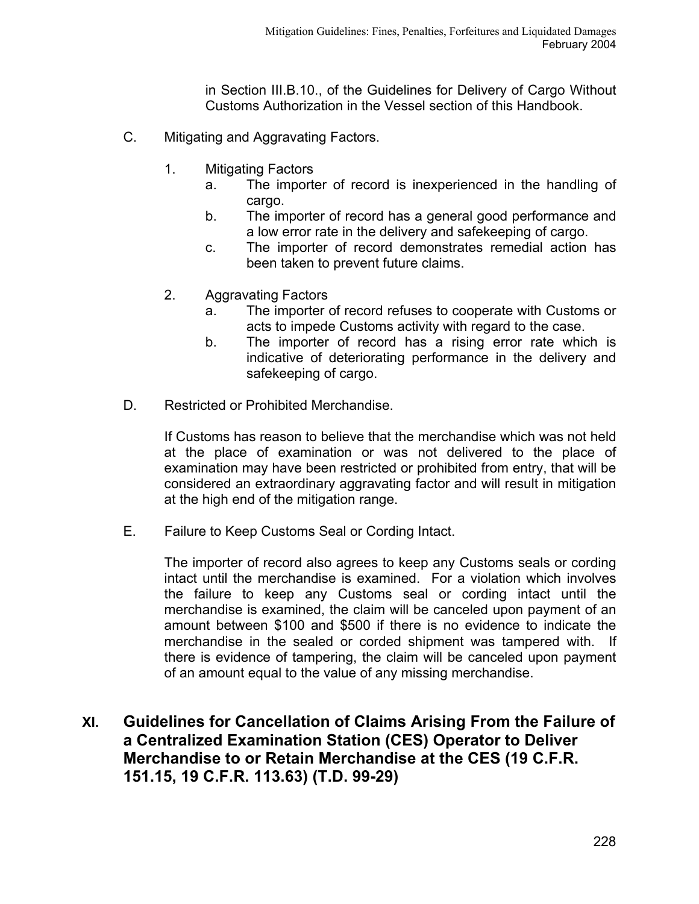in Section III.B.10., of the Guidelines for Delivery of Cargo Without Customs Authorization in the Vessel section of this Handbook.

C. Mitigating and Aggravating Factors.

1. Mitigating Factors
   a. The importer of record is inexperienced in the handling of cargo.
   b. The importer of record has a general good performance and a low error rate in the delivery and safekeeping of cargo.
   c. The importer of record demonstrates remedial action has been taken to prevent future claims.

2. Aggravating Factors
   a. The importer of record refuses to cooperate with Customs or acts to impede Customs activity with regard to the case.
   b. The importer of record has a rising error rate which is indicative of deteriorating performance in the delivery and safekeeping of cargo.

D. Restricted or Prohibited Merchandise.

If Customs has reason to believe that the merchandise which was not held at the place of examination or was not delivered to the place of examination may have been restricted or prohibited from entry, that will be considered an extraordinary aggravating factor and will result in mitigation at the high end of the mitigation range.

E. Failure to Keep Customs Seal or Cording Intact.

The importer of record also agrees to keep any Customs seals or cording intact until the merchandise is examined. For a violation which involves the failure to keep any Customs seal or cording intact until the merchandise is examined, the claim will be canceled upon payment of an amount between $100 and $500 if there is no evidence to indicate the merchandise in the sealed or corded shipment was tampered with. If there is evidence of tampering, the claim will be canceled upon payment of an amount equal to the value of any missing merchandise.

## XI. Guidelines for Cancellation of Claims Arising From the Failure of a Centralized Examination Station (CES) Operator to Deliver Merchandise to or Retain Merchandise at the CES (19 C.F.R. 151.15, 19 C.F.R. 113.63) (T.D. 99-29)